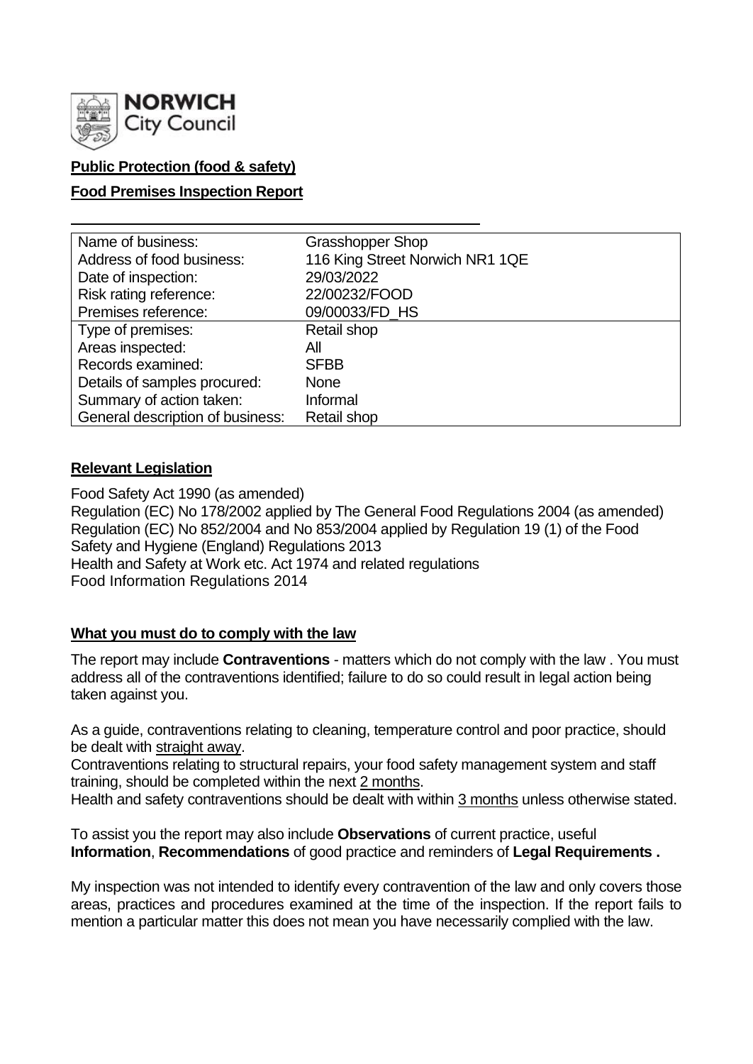**NORWICH City Council**

**Public Protection (food & safety)**

**Food Premises Inspection Report**

| Name of business: | Grasshopper Shop |
| --- | --- |
| Address of food business: | 116 King Street Norwich NR1 1QE |
| Date of inspection: | 29/03/2022 |
| Risk rating reference: | 22/00232/FOOD |
| Premises reference: | 09/00033/FD_HS |
| Type of premises: | Retail shop |
| Areas inspected: | All |
| Records examined: | SFBB |
| Details of samples procured: | None |
| Summary of action taken: | Informal |
| General description of business: | Retail shop |

## Relevant Legislation

Food Safety Act 1990 (as amended)
Regulation (EC) No 178/2002 applied by The General Food Regulations 2004 (as amended)
Regulation (EC) No 852/2004 and No 853/2004 applied by Regulation 19 (1) of the Food Safety and Hygiene (England) Regulations 2013
Health and Safety at Work etc. Act 1974 and related regulations
Food Information Regulations 2014

## What you must do to comply with the law

The report may include **Contraventions** - matters which do not comply with the law . You must address all of the contraventions identified; failure to do so could result in legal action being taken against you.

As a guide, contraventions relating to cleaning, temperature control and poor practice, should be dealt with straight away.
Contraventions relating to structural repairs, your food safety management system and staff training, should be completed within the next 2 months.
Health and safety contraventions should be dealt with within 3 months unless otherwise stated.

To assist you the report may also include **Observations** of current practice, useful **Information**, **Recommendations** of good practice and reminders of **Legal Requirements .**

My inspection was not intended to identify every contravention of the law and only covers those areas, practices and procedures examined at the time of the inspection. If the report fails to mention a particular matter this does not mean you have necessarily complied with the law.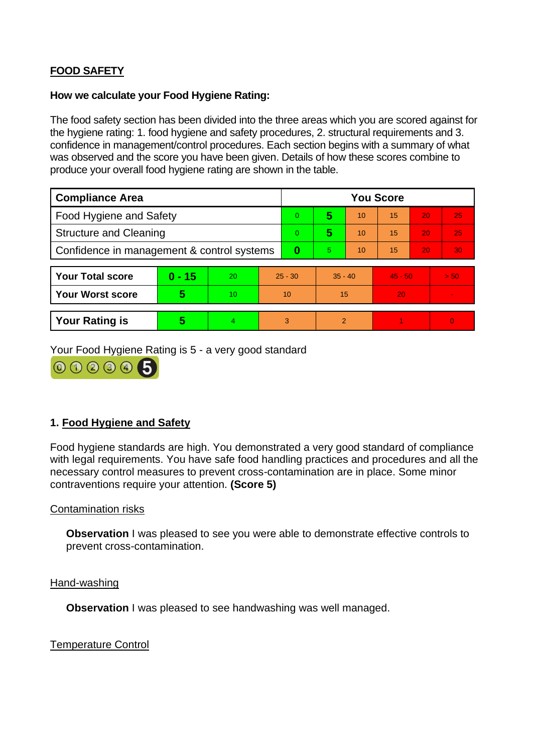**FOOD SAFETY**

**How we calculate your Food Hygiene Rating:**

The food safety section has been divided into the three areas which you are scored against for the hygiene rating: 1. food hygiene and safety procedures, 2. structural requirements and 3. confidence in management/control procedures. Each section begins with a summary of what was observed and the score you have been given. Details of how these scores combine to produce your overall food hygiene rating are shown in the table.

| Compliance Area | You Score | | | | | |
|---|---|---|---|---|---|---|
| Food Hygiene and Safety | 0 | **5** | 10 | 15 | 20 | 25 |
| Structure and Cleaning | 0 | **5** | 10 | 15 | 20 | 25 |
| Confidence in management & control systems | **0** | 5 | 10 | 15 | 20 | 30 |

| | | | | | | |
|---|---|---|---|---|---|---|
| **Your Total score** | **0 - 15** | 20 | 25 - 30 | 35 - 40 | 45 - 50 | > 50 |
| **Your Worst score** | **5** | 10 | 10 | 15 | 20 | - |
| **Your Rating is** | **5** | 4 | 3 | 2 | 1 | 0 |

Your Food Hygiene Rating is 5 - a very good standard

## 1. Food Hygiene and Safety

Food hygiene standards are high. You demonstrated a very good standard of compliance with legal requirements. You have safe food handling practices and procedures and all the necessary control measures to prevent cross-contamination are in place. Some minor contraventions require your attention. **(Score 5)**

Contamination risks

**Observation** I was pleased to see you were able to demonstrate effective controls to prevent cross-contamination.

Hand-washing

**Observation** I was pleased to see handwashing was well managed.

Temperature Control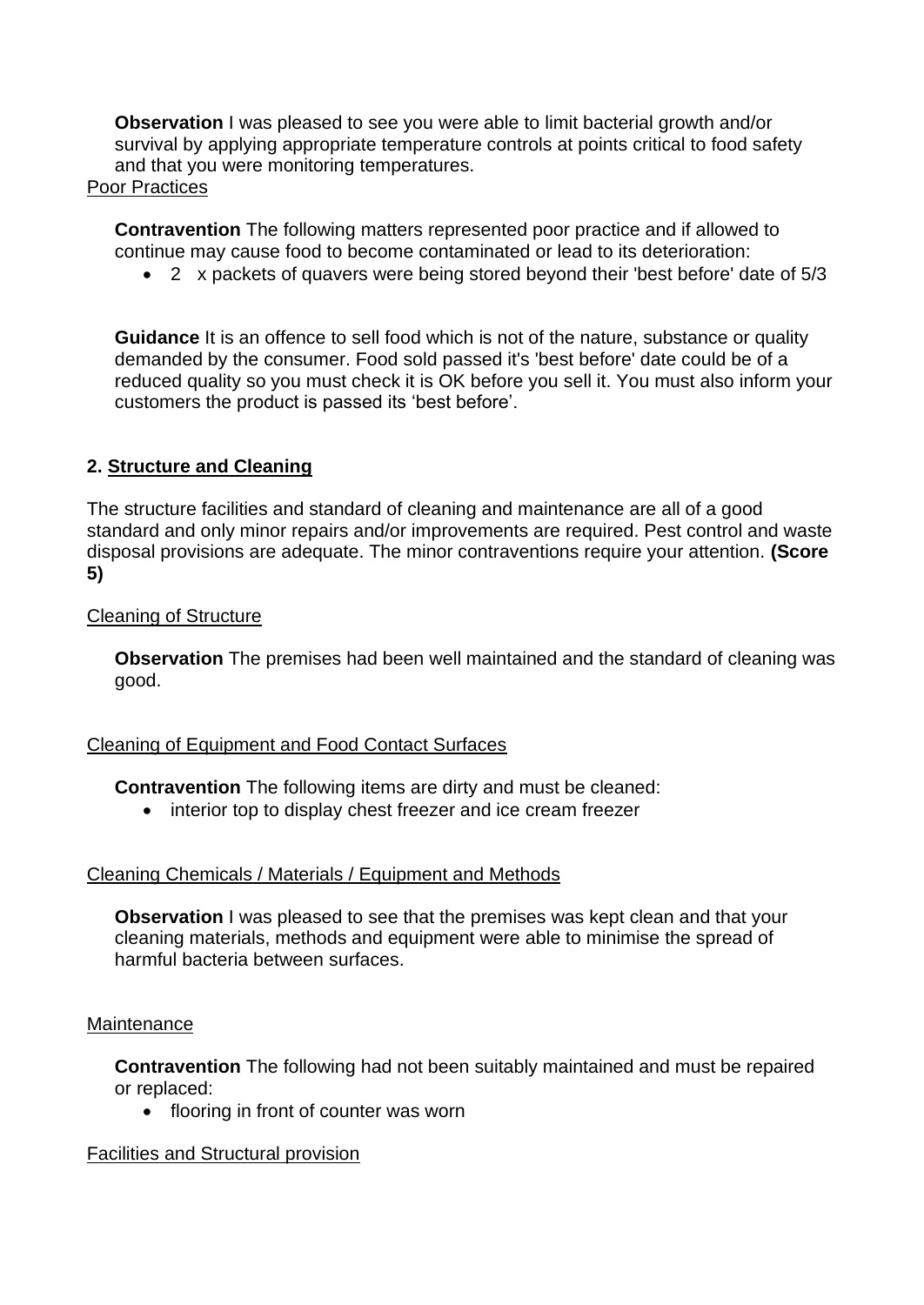**Observation** I was pleased to see you were able to limit bacterial growth and/or survival by applying appropriate temperature controls at points critical to food safety and that you were monitoring temperatures.

Poor Practices

**Contravention** The following matters represented poor practice and if allowed to continue may cause food to become contaminated or lead to its deterioration:

- 2 x packets of quavers were being stored beyond their 'best before' date of 5/3

**Guidance** It is an offence to sell food which is not of the nature, substance or quality demanded by the consumer. Food sold passed it's 'best before' date could be of a reduced quality so you must check it is OK before you sell it. You must also inform your customers the product is passed its 'best before'.

## 2. Structure and Cleaning

The structure facilities and standard of cleaning and maintenance are all of a good standard and only minor repairs and/or improvements are required. Pest control and waste disposal provisions are adequate. The minor contraventions require your attention. **(Score 5)**

Cleaning of Structure

**Observation** The premises had been well maintained and the standard of cleaning was good.

Cleaning of Equipment and Food Contact Surfaces

**Contravention** The following items are dirty and must be cleaned:

- interior top to display chest freezer and ice cream freezer

Cleaning Chemicals / Materials / Equipment and Methods

**Observation** I was pleased to see that the premises was kept clean and that your cleaning materials, methods and equipment were able to minimise the spread of harmful bacteria between surfaces.

Maintenance

**Contravention** The following had not been suitably maintained and must be repaired or replaced:

- flooring in front of counter was worn

Facilities and Structural provision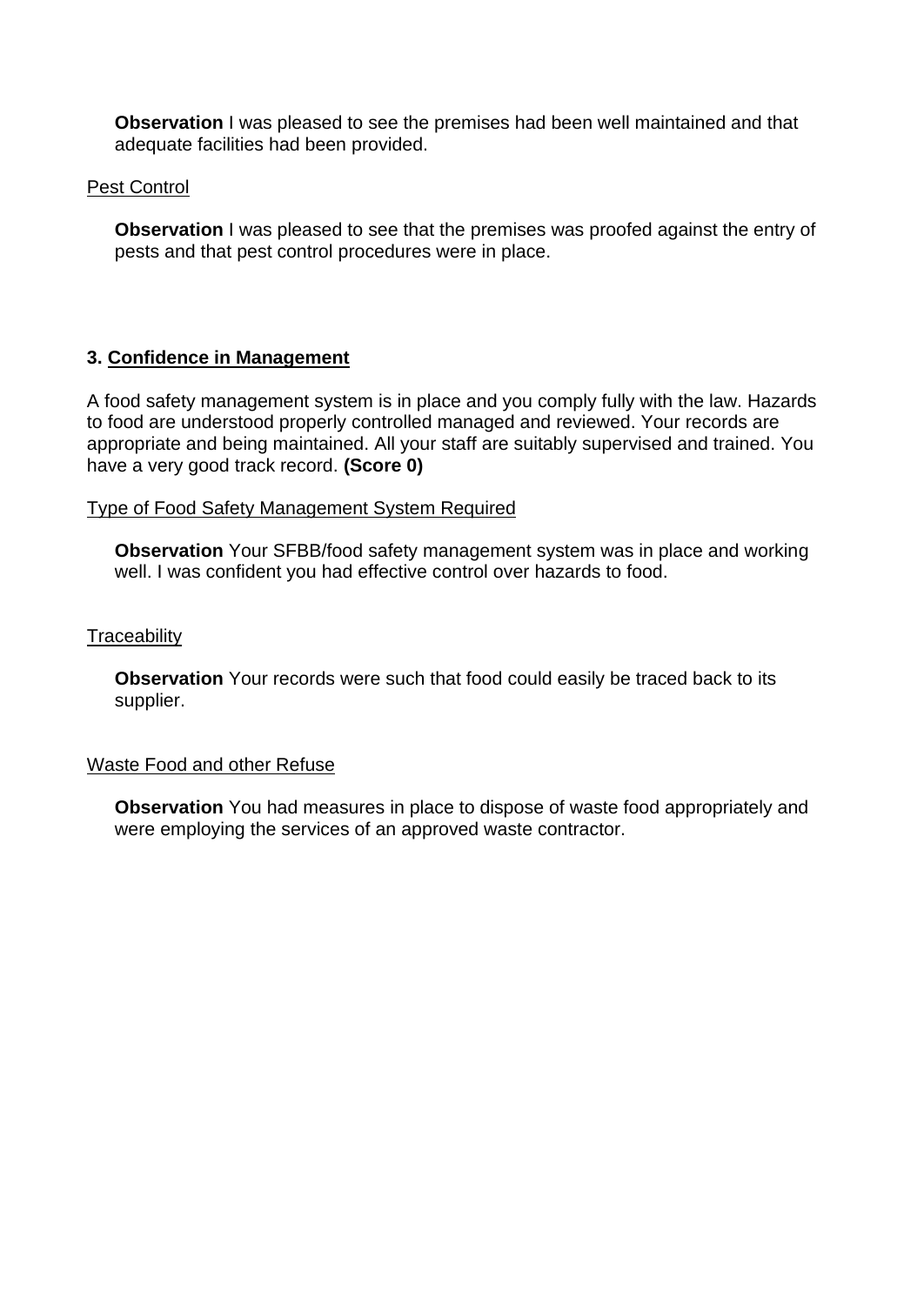**Observation** I was pleased to see the premises had been well maintained and that adequate facilities had been provided.

Pest Control

**Observation** I was pleased to see that the premises was proofed against the entry of pests and that pest control procedures were in place.

### 3. Confidence in Management

A food safety management system is in place and you comply fully with the law. Hazards to food are understood properly controlled managed and reviewed. Your records are appropriate and being maintained. All your staff are suitably supervised and trained. You have a very good track record. **(Score 0)**

Type of Food Safety Management System Required

**Observation** Your SFBB/food safety management system was in place and working well. I was confident you had effective control over hazards to food.

Traceability

**Observation** Your records were such that food could easily be traced back to its supplier.

Waste Food and other Refuse

**Observation** You had measures in place to dispose of waste food appropriately and were employing the services of an approved waste contractor.